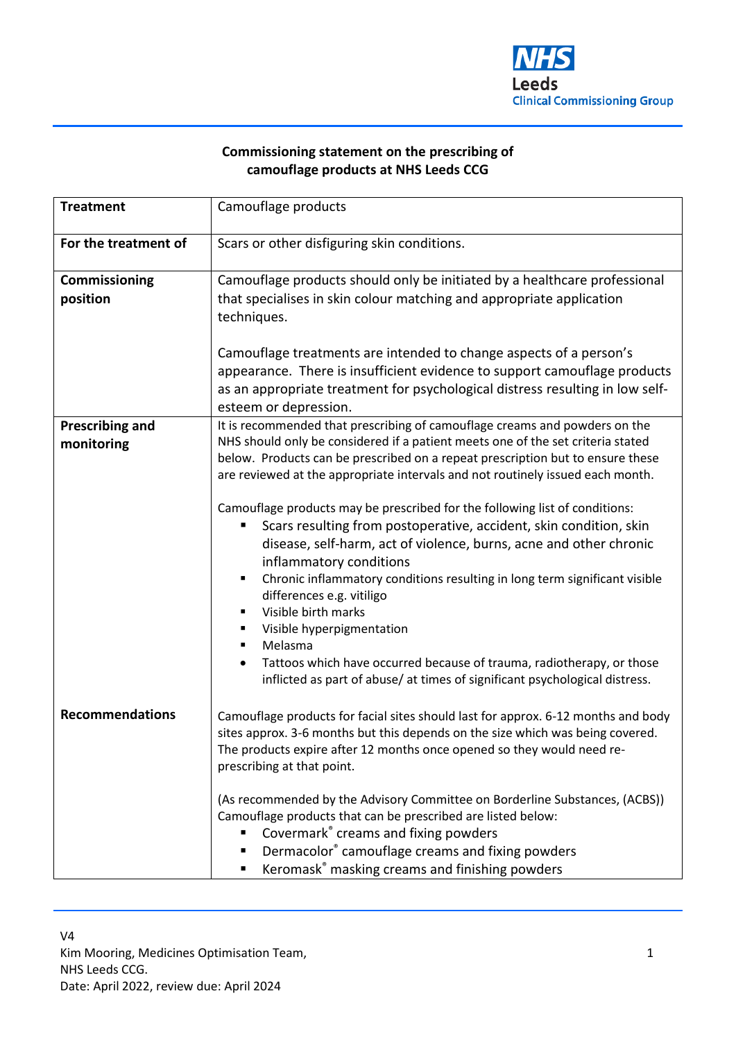NHS
Leeds
Clinical Commissioning Group

**Commissioning statement on the prescribing of camouflage products at NHS Leeds CCG**

| | |
|---|---|
| **Treatment** | Camouflage products |
| **For the treatment of** | Scars or other disfiguring skin conditions. |
| **Commissioning position** | Camouflage products should only be initiated by a healthcare professional that specialises in skin colour matching and appropriate application techniques.<br><br>Camouflage treatments are intended to change aspects of a person's appearance. There is insufficient evidence to support camouflage products as an appropriate treatment for psychological distress resulting in low self-esteem or depression. |
| **Prescribing and monitoring** | It is recommended that prescribing of camouflage creams and powders on the NHS should only be considered if a patient meets one of the set criteria stated below. Products can be prescribed on a repeat prescription but to ensure these are reviewed at the appropriate intervals and not routinely issued each month.<br><br>Camouflage products may be prescribed for the following list of conditions:<br>▪ Scars resulting from postoperative, accident, skin condition, skin disease, self-harm, act of violence, burns, acne and other chronic inflammatory conditions<br>▪ Chronic inflammatory conditions resulting in long term significant visible differences e.g. vitiligo<br>▪ Visible birth marks<br>▪ Visible hyperpigmentation<br>▪ Melasma<br>• Tattoos which have occurred because of trauma, radiotherapy, or those inflicted as part of abuse/ at times of significant psychological distress. |
| **Recommendations** | Camouflage products for facial sites should last for approx. 6-12 months and body sites approx. 3-6 months but this depends on the size which was being covered. The products expire after 12 months once opened so they would need re-prescribing at that point.<br><br>(As recommended by the Advisory Committee on Borderline Substances, (ACBS)) Camouflage products that can be prescribed are listed below:<br>▪ Covermark® creams and fixing powders<br>▪ Dermacolor® camouflage creams and fixing powders<br>▪ Keromask® masking creams and finishing powders |

V4
Kim Mooring, Medicines Optimisation Team,
NHS Leeds CCG.
Date: April 2022, review due: April 2024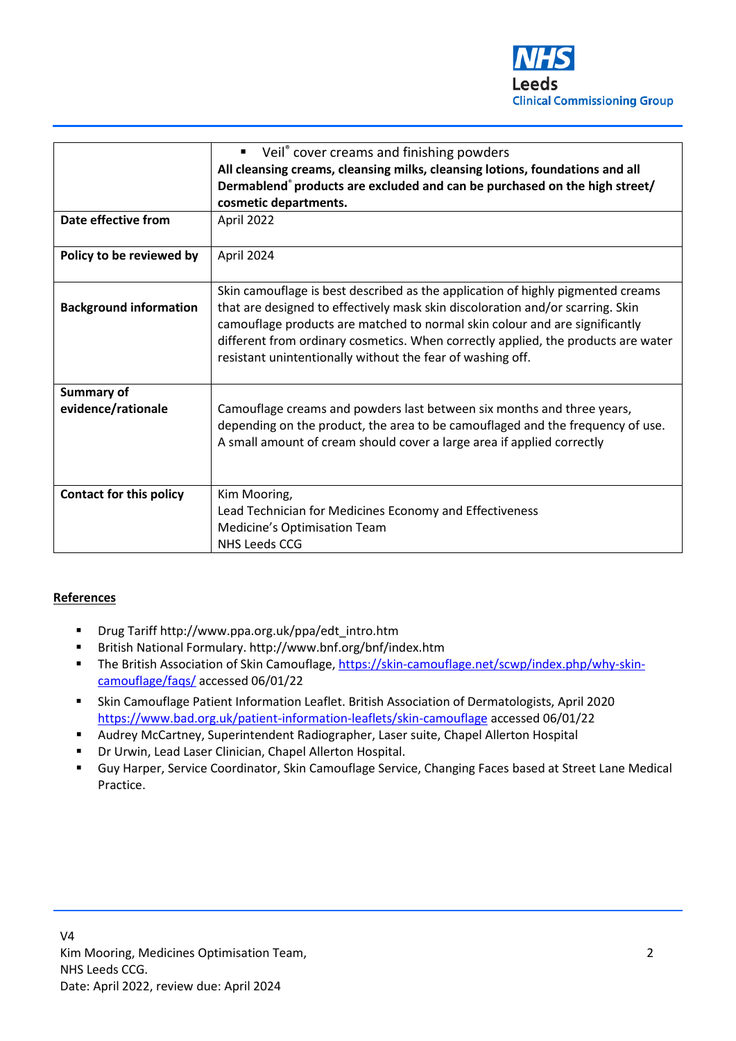| | |
|---|---|
| | - Veil® cover creams and finishing powders<br>**All cleansing creams, cleansing milks, cleansing lotions, foundations and all Dermablend® products are excluded and can be purchased on the high street/ cosmetic departments.** |
| **Date effective from** | April 2022 |
| **Policy to be reviewed by** | April 2024 |
| **Background information** | Skin camouflage is best described as the application of highly pigmented creams that are designed to effectively mask skin discoloration and/or scarring. Skin camouflage products are matched to normal skin colour and are significantly different from ordinary cosmetics. When correctly applied, the products are water resistant unintentionally without the fear of washing off. |
| **Summary of evidence/rationale** | Camouflage creams and powders last between six months and three years, depending on the product, the area to be camouflaged and the frequency of use. A small amount of cream should cover a large area if applied correctly |
| **Contact for this policy** | Kim Mooring,<br>Lead Technician for Medicines Economy and Effectiveness<br>Medicine's Optimisation Team<br>NHS Leeds CCG |

**References**

- Drug Tariff http://www.ppa.org.uk/ppa/edt_intro.htm
- British National Formulary. http://www.bnf.org/bnf/index.htm
- The British Association of Skin Camouflage, https://skin-camouflage.net/scwp/index.php/why-skin-camouflage/faqs/ accessed 06/01/22
- Skin Camouflage Patient Information Leaflet. British Association of Dermatologists, April 2020 https://www.bad.org.uk/patient-information-leaflets/skin-camouflage accessed 06/01/22
- Audrey McCartney, Superintendent Radiographer, Laser suite, Chapel Allerton Hospital
- Dr Urwin, Lead Laser Clinician, Chapel Allerton Hospital.
- Guy Harper, Service Coordinator, Skin Camouflage Service, Changing Faces based at Street Lane Medical Practice.